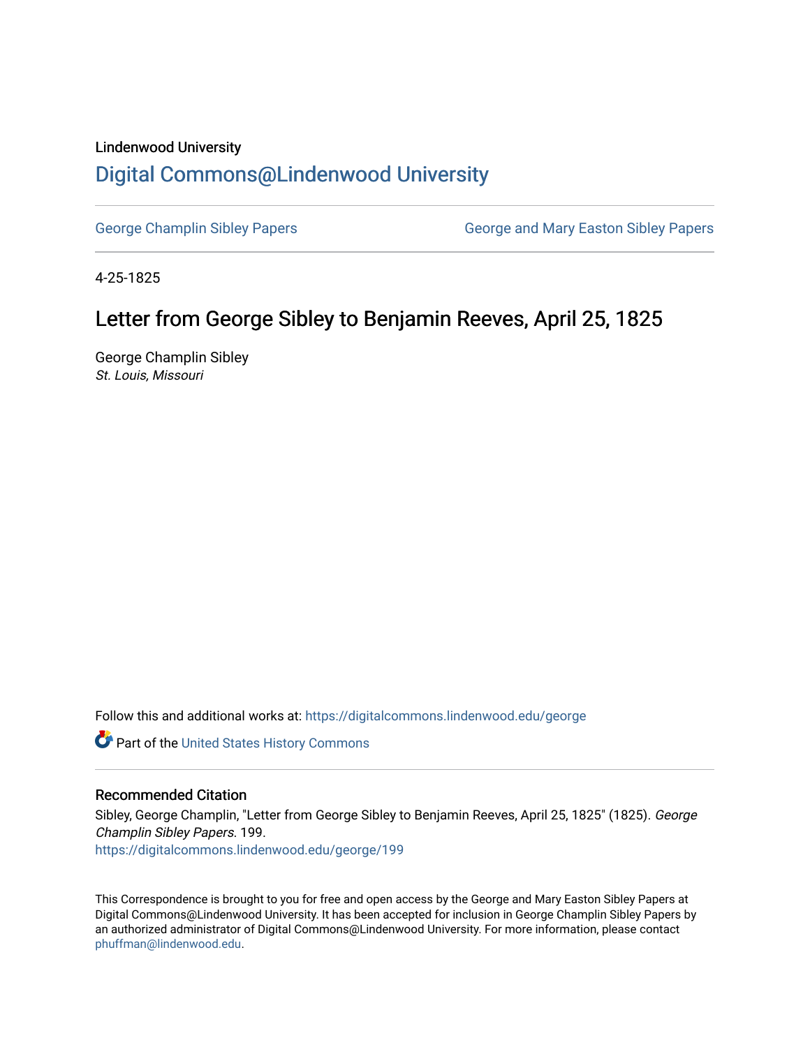Lindenwood University

# Digital Commons@Lindenwood University

George Champlin Sibley Papers

George and Mary Easton Sibley Papers

4-25-1825

## Letter from George Sibley to Benjamin Reeves, April 25, 1825

George Champlin Sibley

*St. Louis, Missouri*

Follow this and additional works at: https://digitalcommons.lindenwood.edu/george

Part of the United States History Commons

### Recommended Citation

Sibley, George Champlin, "Letter from George Sibley to Benjamin Reeves, April 25, 1825" (1825). *George Champlin Sibley Papers*. 199.
https://digitalcommons.lindenwood.edu/george/199

This Correspondence is brought to you for free and open access by the George and Mary Easton Sibley Papers at Digital Commons@Lindenwood University. It has been accepted for inclusion in George Champlin Sibley Papers by an authorized administrator of Digital Commons@Lindenwood University. For more information, please contact phuffman@lindenwood.edu.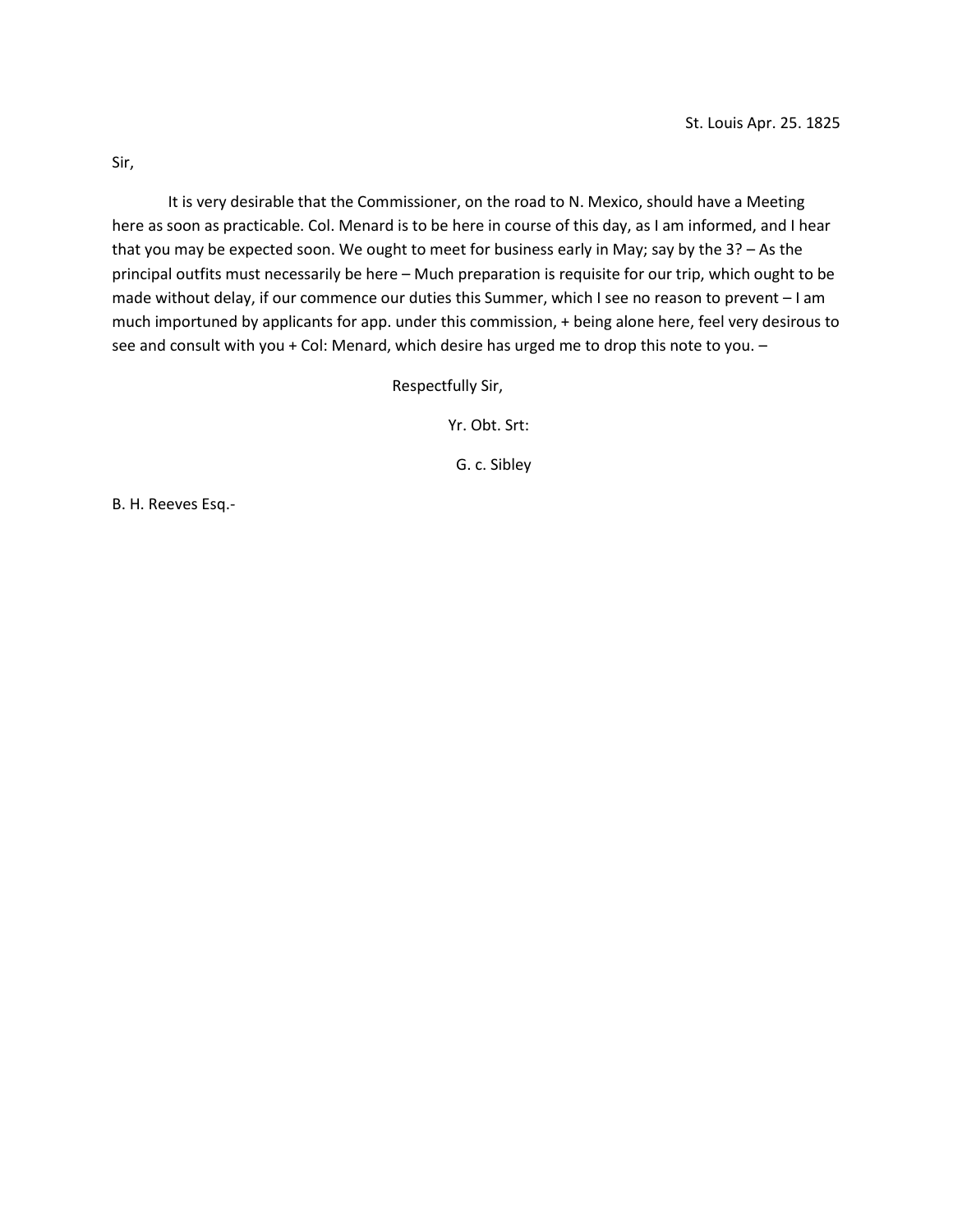St. Louis Apr. 25. 1825

Sir,

It is very desirable that the Commissioner, on the road to N. Mexico, should have a Meeting here as soon as practicable. Col. Menard is to be here in course of this day, as I am informed, and I hear that you may be expected soon. We ought to meet for business early in May; say by the 3? – As the principal outfits must necessarily be here – Much preparation is requisite for our trip, which ought to be made without delay, if our commence our duties this Summer, which I see no reason to prevent – I am much importuned by applicants for app. under this commission, + being alone here, feel very desirous to see and consult with you + Col: Menard, which desire has urged me to drop this note to you. –

Respectfully Sir,

Yr. Obt. Srt:

G. c. Sibley

B. H. Reeves Esq.-